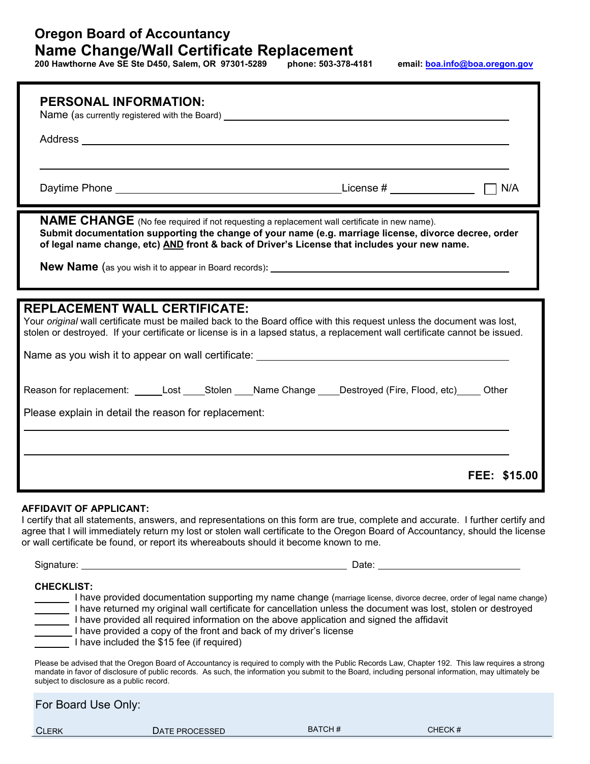# Oregon Board of Accountancy

## Name Change/Wall Certificate Replacement

**200 Hawthorne Ave SE Ste D450, Salem, OR 97301-5289 phone: 503-378-4181 email: [boa.info@boa.oregon.gov](mailto:boa.info@boa.oregon.gov)**

### PERSONAL INFORMATION:

Name (as currently registered with the Board) ______________________________

Address ______________________________

______________________________

Daytime Phone ______________________________ License # ______________ ☐ N/A

### NAME CHANGE (No fee required if not requesting a replacement wall certificate in new name).

**Submit documentation supporting the change of your name (e.g. marriage license, divorce decree, order of legal name change, etc) AND front & back of Driver's License that includes your new name.**

**New Name** (as you wish it to appear in Board records)**:** ______________________________

### REPLACEMENT WALL CERTIFICATE:

Your *original* wall certificate must be mailed back to the Board office with this request unless the document was lost, stolen or destroyed. If your certificate or license is in a lapsed status, a replacement wall certificate cannot be issued.

Name as you wish it to appear on wall certificate: ______________________________

Reason for replacement: _____Lost ____Stolen ____Name Change ____Destroyed (Fire, Flood, etc)____ Other

Please explain in detail the reason for replacement:

______________________________

______________________________

**FEE: $15.00**

**AFFIDAVIT OF APPLICANT:**

I certify that all statements, answers, and representations on this form are true, complete and accurate. I further certify and agree that I will immediately return my lost or stolen wall certificate to the Oregon Board of Accountancy, should the license or wall certificate be found, or report its whereabouts should it become known to me.

Signature: ______________________________ Date: ______________________

**CHECKLIST:**

_______ I have provided documentation supporting my name change (marriage license, divorce decree, order of legal name change)
_______ I have returned my original wall certificate for cancellation unless the document was lost, stolen or destroyed
_______ I have provided all required information on the above application and signed the affidavit
_______ I have provided a copy of the front and back of my driver's license
_______ I have included the $15 fee (if required)

Please be advised that the Oregon Board of Accountancy is required to comply with the Public Records Law, Chapter 192. This law requires a strong mandate in favor of disclosure of public records. As such, the information you submit to the Board, including personal information, may ultimately be subject to disclosure as a public record.

For Board Use Only:

| Clerk | Date Processed | Batch # | Check # |
|---|---|---|---|
| | | | |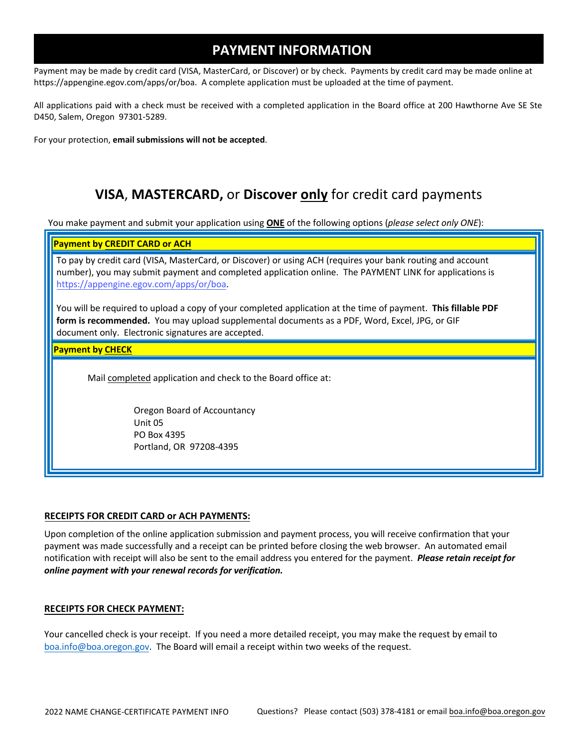# PAYMENT INFORMATION

Payment may be made by credit card (VISA, MasterCard, or Discover) or by check. Payments by credit card may be made online at https://appengine.egov.com/apps/or/boa. A complete application must be uploaded at the time of payment.

All applications paid with a check must be received with a completed application in the Board office at 200 Hawthorne Ave SE Ste D450, Salem, Oregon 97301-5289.

For your protection, **email submissions will not be accepted**.

## **VISA**, **MASTERCARD,** or **Discover only** for credit card payments

You make payment and submit your application using **ONE** of the following options (*please select only ONE*):

**Payment by CREDIT CARD or ACH**

To pay by credit card (VISA, MasterCard, or Discover) or using ACH (requires your bank routing and account number), you may submit payment and completed application online. The PAYMENT LINK for applications is https://appengine.egov.com/apps/or/boa.

You will be required to upload a copy of your completed application at the time of payment. **This fillable PDF form is recommended.** You may upload supplemental documents as a PDF, Word, Excel, JPG, or GIF document only. Electronic signatures are accepted.

**Payment by CHECK**

Mail completed application and check to the Board office at:

Oregon Board of Accountancy
Unit 05
PO Box 4395
Portland, OR 97208-4395

**RECEIPTS FOR CREDIT CARD or ACH PAYMENTS:**

Upon completion of the online application submission and payment process, you will receive confirmation that your payment was made successfully and a receipt can be printed before closing the web browser. An automated email notification with receipt will also be sent to the email address you entered for the payment. ***Please retain receipt for online payment with your renewal records for verification.***

**RECEIPTS FOR CHECK PAYMENT:**

Your cancelled check is your receipt. If you need a more detailed receipt, you may make the request by email to boa.info@boa.oregon.gov. The Board will email a receipt within two weeks of the request.